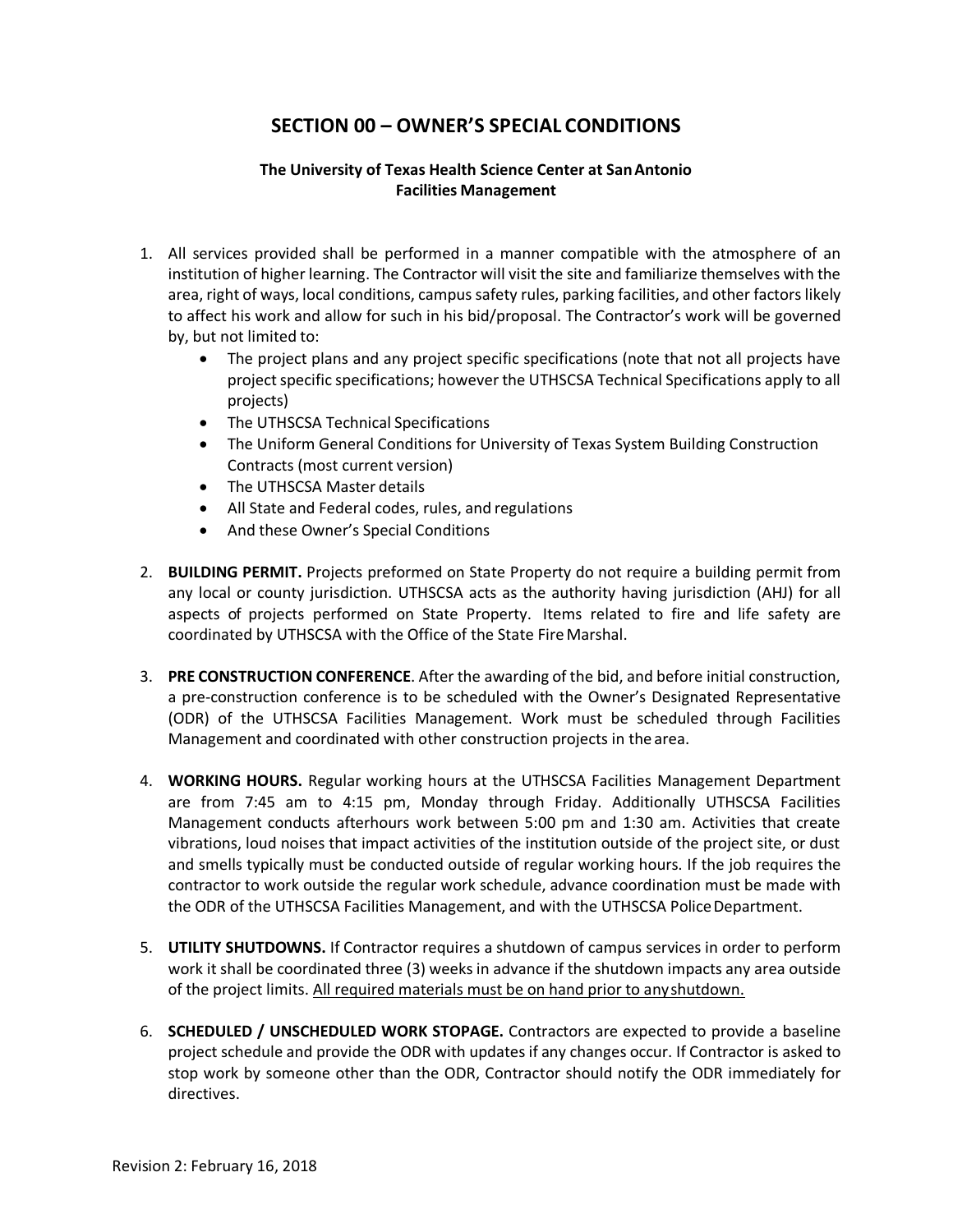# SECTION 00 – OWNER'S SPECIAL CONDITIONS

**The University of Texas Health Science Center at San Antonio**
**Facilities Management**

1. All services provided shall be performed in a manner compatible with the atmosphere of an institution of higher learning. The Contractor will visit the site and familiarize themselves with the area, right of ways, local conditions, campus safety rules, parking facilities, and other factors likely to affect his work and allow for such in his bid/proposal. The Contractor's work will be governed by, but not limited to:
   - The project plans and any project specific specifications (note that not all projects have project specific specifications; however the UTHSCSA Technical Specifications apply to all projects)
   - The UTHSCSA Technical Specifications
   - The Uniform General Conditions for University of Texas System Building Construction Contracts (most current version)
   - The UTHSCSA Master details
   - All State and Federal codes, rules, and regulations
   - And these Owner's Special Conditions

2. **BUILDING PERMIT.** Projects preformed on State Property do not require a building permit from any local or county jurisdiction. UTHSCSA acts as the authority having jurisdiction (AHJ) for all aspects of projects performed on State Property. Items related to fire and life safety are coordinated by UTHSCSA with the Office of the State Fire Marshal.

3. **PRE CONSTRUCTION CONFERENCE**. After the awarding of the bid, and before initial construction, a pre-construction conference is to be scheduled with the Owner's Designated Representative (ODR) of the UTHSCSA Facilities Management. Work must be scheduled through Facilities Management and coordinated with other construction projects in the area.

4. **WORKING HOURS.** Regular working hours at the UTHSCSA Facilities Management Department are from 7:45 am to 4:15 pm, Monday through Friday. Additionally UTHSCSA Facilities Management conducts afterhours work between 5:00 pm and 1:30 am. Activities that create vibrations, loud noises that impact activities of the institution outside of the project site, or dust and smells typically must be conducted outside of regular working hours. If the job requires the contractor to work outside the regular work schedule, advance coordination must be made with the ODR of the UTHSCSA Facilities Management, and with the UTHSCSA Police Department.

5. **UTILITY SHUTDOWNS.** If Contractor requires a shutdown of campus services in order to perform work it shall be coordinated three (3) weeks in advance if the shutdown impacts any area outside of the project limits. <u>All required materials must be on hand prior to any shutdown.</u>

6. **SCHEDULED / UNSCHEDULED WORK STOPAGE.** Contractors are expected to provide a baseline project schedule and provide the ODR with updates if any changes occur. If Contractor is asked to stop work by someone other than the ODR, Contractor should notify the ODR immediately for directives.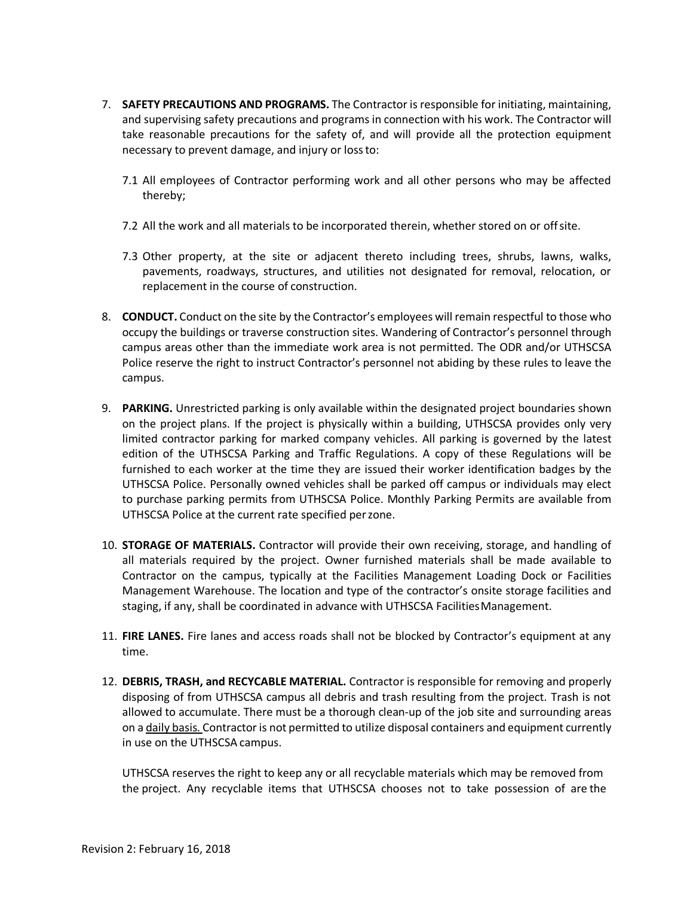7. **SAFETY PRECAUTIONS AND PROGRAMS.** The Contractor is responsible for initiating, maintaining, and supervising safety precautions and programs in connection with his work. The Contractor will take reasonable precautions for the safety of, and will provide all the protection equipment necessary to prevent damage, and injury or loss to:

   7.1 All employees of Contractor performing work and all other persons who may be affected thereby;

   7.2 All the work and all materials to be incorporated therein, whether stored on or off site.

   7.3 Other property, at the site or adjacent thereto including trees, shrubs, lawns, walks, pavements, roadways, structures, and utilities not designated for removal, relocation, or replacement in the course of construction.

8. **CONDUCT.** Conduct on the site by the Contractor's employees will remain respectful to those who occupy the buildings or traverse construction sites. Wandering of Contractor's personnel through campus areas other than the immediate work area is not permitted. The ODR and/or UTHSCSA Police reserve the right to instruct Contractor's personnel not abiding by these rules to leave the campus.

9. **PARKING.** Unrestricted parking is only available within the designated project boundaries shown on the project plans. If the project is physically within a building, UTHSCSA provides only very limited contractor parking for marked company vehicles. All parking is governed by the latest edition of the UTHSCSA Parking and Traffic Regulations. A copy of these Regulations will be furnished to each worker at the time they are issued their worker identification badges by the UTHSCSA Police. Personally owned vehicles shall be parked off campus or individuals may elect to purchase parking permits from UTHSCSA Police. Monthly Parking Permits are available from UTHSCSA Police at the current rate specified per zone.

10. **STORAGE OF MATERIALS.** Contractor will provide their own receiving, storage, and handling of all materials required by the project. Owner furnished materials shall be made available to Contractor on the campus, typically at the Facilities Management Loading Dock or Facilities Management Warehouse. The location and type of the contractor's onsite storage facilities and staging, if any, shall be coordinated in advance with UTHSCSA Facilities Management.

11. **FIRE LANES.** Fire lanes and access roads shall not be blocked by Contractor's equipment at any time.

12. **DEBRIS, TRASH, and RECYCABLE MATERIAL.** Contractor is responsible for removing and properly disposing of from UTHSCSA campus all debris and trash resulting from the project. Trash is not allowed to accumulate. There must be a thorough clean-up of the job site and surrounding areas on a <u>daily basis.</u> Contractor is not permitted to utilize disposal containers and equipment currently in use on the UTHSCSA campus.

    UTHSCSA reserves the right to keep any or all recyclable materials which may be removed from the project. Any recyclable items that UTHSCSA chooses not to take possession of are the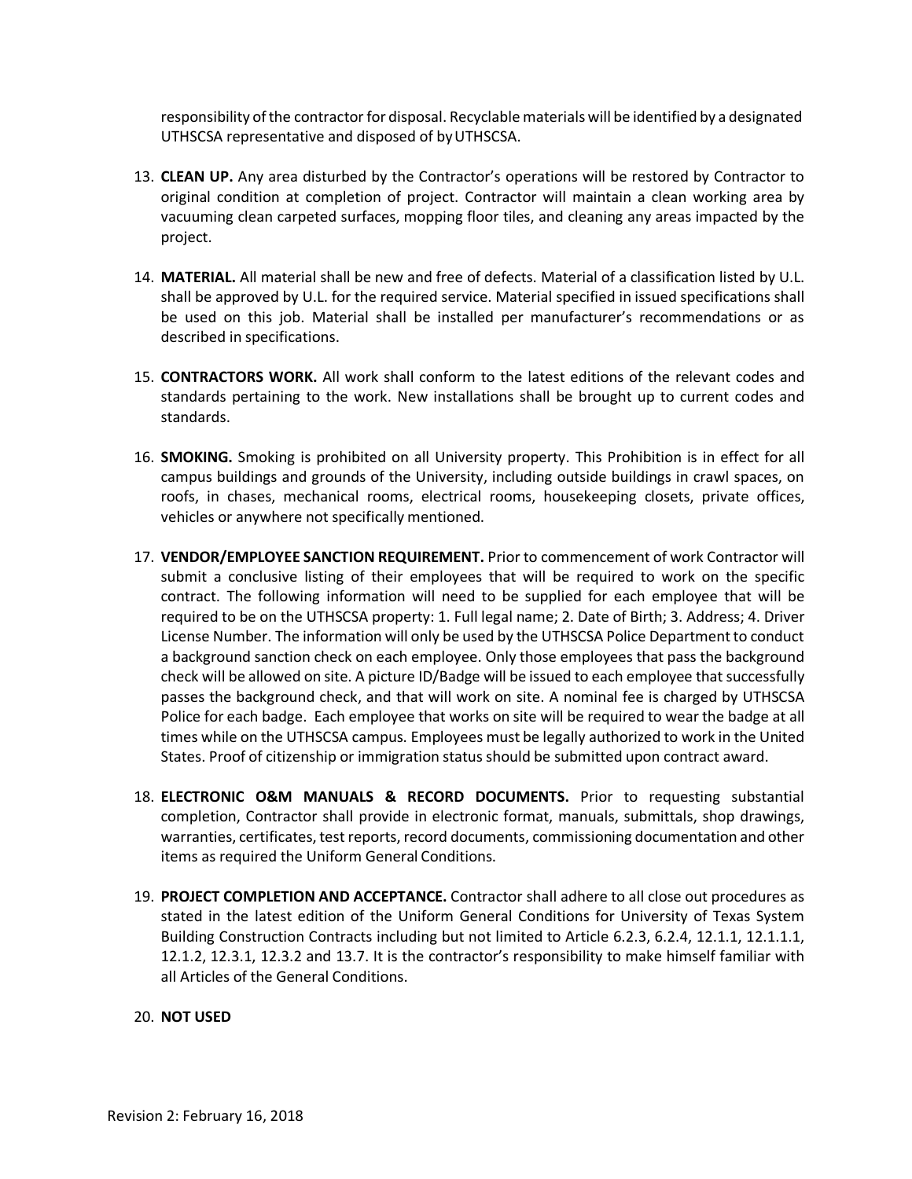responsibility of the contractor for disposal. Recyclable materials will be identified by a designated UTHSCSA representative and disposed of by UTHSCSA.

13. **CLEAN UP.** Any area disturbed by the Contractor's operations will be restored by Contractor to original condition at completion of project. Contractor will maintain a clean working area by vacuuming clean carpeted surfaces, mopping floor tiles, and cleaning any areas impacted by the project.

14. **MATERIAL.** All material shall be new and free of defects. Material of a classification listed by U.L. shall be approved by U.L. for the required service. Material specified in issued specifications shall be used on this job. Material shall be installed per manufacturer's recommendations or as described in specifications.

15. **CONTRACTORS WORK.** All work shall conform to the latest editions of the relevant codes and standards pertaining to the work. New installations shall be brought up to current codes and standards.

16. **SMOKING.** Smoking is prohibited on all University property. This Prohibition is in effect for all campus buildings and grounds of the University, including outside buildings in crawl spaces, on roofs, in chases, mechanical rooms, electrical rooms, housekeeping closets, private offices, vehicles or anywhere not specifically mentioned.

17. **VENDOR/EMPLOYEE SANCTION REQUIREMENT.** Prior to commencement of work Contractor will submit a conclusive listing of their employees that will be required to work on the specific contract. The following information will need to be supplied for each employee that will be required to be on the UTHSCSA property: 1. Full legal name; 2. Date of Birth; 3. Address; 4. Driver License Number. The information will only be used by the UTHSCSA Police Department to conduct a background sanction check on each employee. Only those employees that pass the background check will be allowed on site. A picture ID/Badge will be issued to each employee that successfully passes the background check, and that will work on site. A nominal fee is charged by UTHSCSA Police for each badge. Each employee that works on site will be required to wear the badge at all times while on the UTHSCSA campus. Employees must be legally authorized to work in the United States. Proof of citizenship or immigration status should be submitted upon contract award.

18. **ELECTRONIC O&M MANUALS & RECORD DOCUMENTS.** Prior to requesting substantial completion, Contractor shall provide in electronic format, manuals, submittals, shop drawings, warranties, certificates, test reports, record documents, commissioning documentation and other items as required the Uniform General Conditions.

19. **PROJECT COMPLETION AND ACCEPTANCE.** Contractor shall adhere to all close out procedures as stated in the latest edition of the Uniform General Conditions for University of Texas System Building Construction Contracts including but not limited to Article 6.2.3, 6.2.4, 12.1.1, 12.1.1.1, 12.1.2, 12.3.1, 12.3.2 and 13.7. It is the contractor's responsibility to make himself familiar with all Articles of the General Conditions.

20. **NOT USED**

Revision 2: February 16, 2018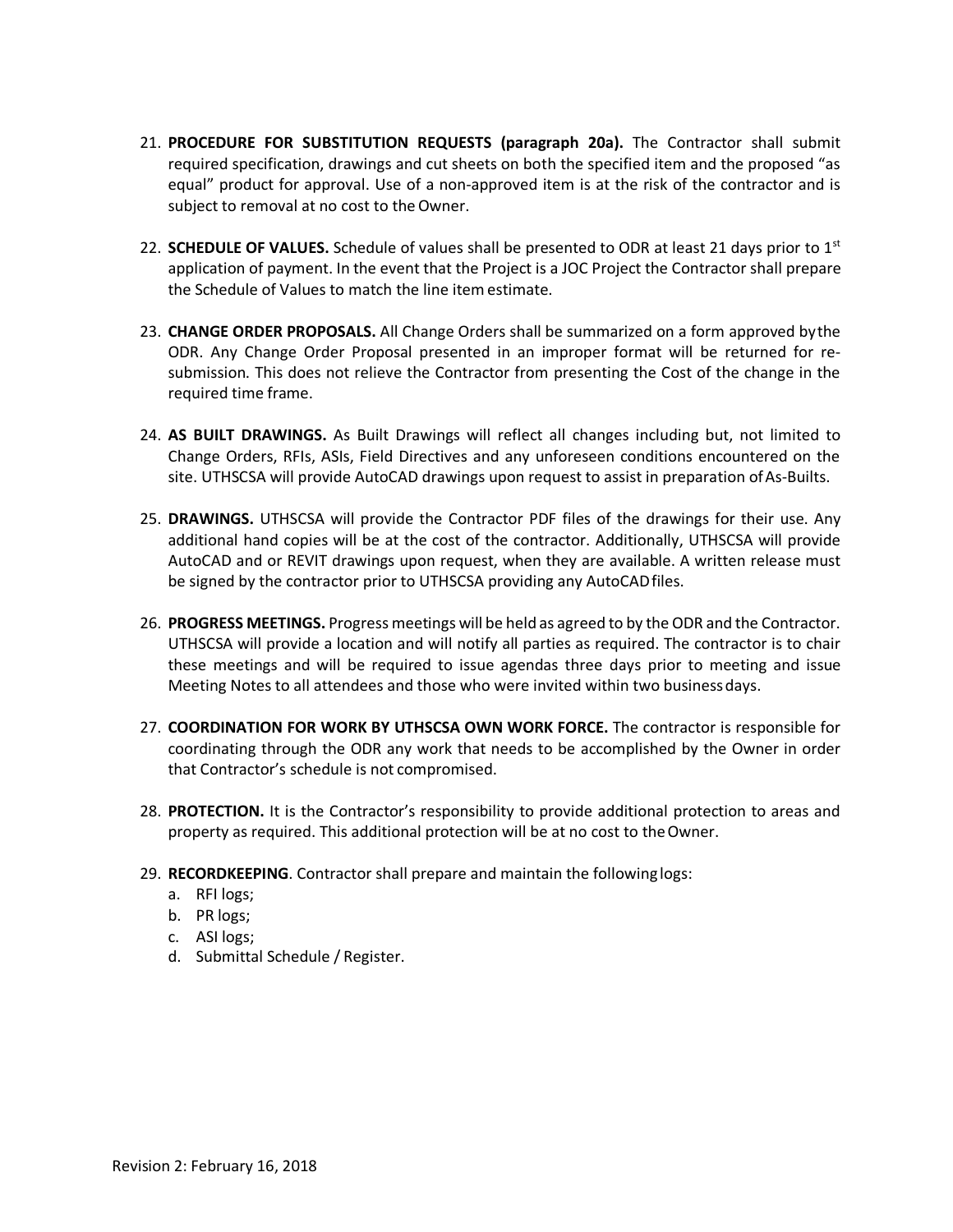21. **PROCEDURE FOR SUBSTITUTION REQUESTS (paragraph 20a).** The Contractor shall submit required specification, drawings and cut sheets on both the specified item and the proposed "as equal" product for approval. Use of a non-approved item is at the risk of the contractor and is subject to removal at no cost to the Owner.

22. **SCHEDULE OF VALUES.** Schedule of values shall be presented to ODR at least 21 days prior to 1st application of payment. In the event that the Project is a JOC Project the Contractor shall prepare the Schedule of Values to match the line item estimate.

23. **CHANGE ORDER PROPOSALS.** All Change Orders shall be summarized on a form approved by the ODR. Any Change Order Proposal presented in an improper format will be returned for re-submission. This does not relieve the Contractor from presenting the Cost of the change in the required time frame.

24. **AS BUILT DRAWINGS.** As Built Drawings will reflect all changes including but, not limited to Change Orders, RFIs, ASIs, Field Directives and any unforeseen conditions encountered on the site. UTHSCSA will provide AutoCAD drawings upon request to assist in preparation of As-Builts.

25. **DRAWINGS.** UTHSCSA will provide the Contractor PDF files of the drawings for their use. Any additional hand copies will be at the cost of the contractor. Additionally, UTHSCSA will provide AutoCAD and or REVIT drawings upon request, when they are available. A written release must be signed by the contractor prior to UTHSCSA providing any AutoCAD files.

26. **PROGRESS MEETINGS.** Progress meetings will be held as agreed to by the ODR and the Contractor. UTHSCSA will provide a location and will notify all parties as required. The contractor is to chair these meetings and will be required to issue agendas three days prior to meeting and issue Meeting Notes to all attendees and those who were invited within two business days.

27. **COORDINATION FOR WORK BY UTHSCSA OWN WORK FORCE.** The contractor is responsible for coordinating through the ODR any work that needs to be accomplished by the Owner in order that Contractor's schedule is not compromised.

28. **PROTECTION.** It is the Contractor's responsibility to provide additional protection to areas and property as required. This additional protection will be at no cost to the Owner.

29. **RECORDKEEPING**. Contractor shall prepare and maintain the following logs:
    a. RFI logs;
    b. PR logs;
    c. ASI logs;
    d. Submittal Schedule / Register.

Revision 2: February 16, 2018